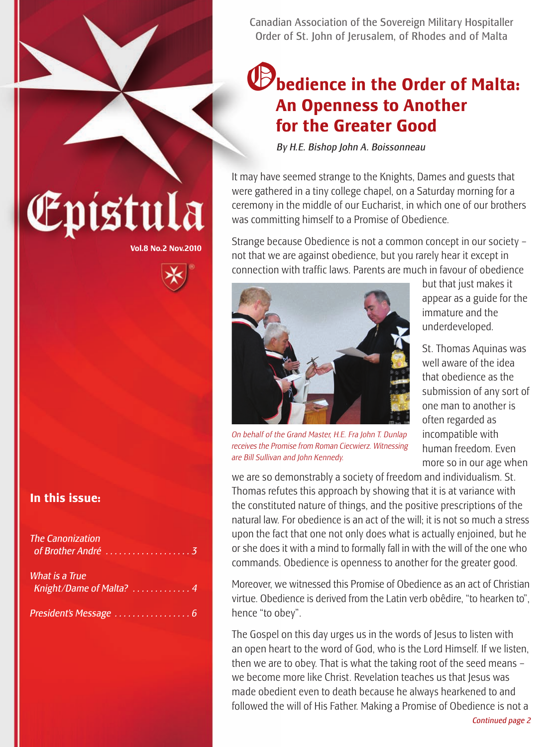# Epistula

Vol.8 No.2 Nov.2010

## In this issue:

*The Canonization of Brother André* . . . . . . . . . . . . . . . . . . . 3

*What is a True Knight/Dame of Malta?* . . . . . . . . . . . . . 4

*President's Message* . . . . . . . . . . . . . . . . . 6

Canadian Association of the Sovereign Military Hospitaller Order of St. John of Jerusalem, of Rhodes and of Malta

# Obedience in the Order of Malta: An Openness to Another for the Greater Good

*By H.E. Bishop John A. Boissonneau*

It may have seemed strange to the Knights, Dames and guests that were gathered in a tiny college chapel, on a Saturday morning for a ceremony in the middle of our Eucharist, in which one of our brothers was committing himself to a Promise of Obedience.

Strange because Obedience is not a common concept in our society – not that we are against obedience, but you rarely hear it except in connection with traffic laws. Parents are much in favour of obedience but that just makes it appear as a guide for the immature and the underdeveloped.

*On behalf of the Grand Master, H.E. Fra John T. Dunlap receives the Promise from Roman Ciecwierz. Witnessing are Bill Sullivan and John Kennedy.*

St. Thomas Aquinas was well aware of the idea that obedience as the submission of any sort of one man to another is often regarded as incompatible with human freedom. Even more so in our age when we are so demonstrably a society of freedom and individualism. St. Thomas refutes this approach by showing that it is at variance with the constituted nature of things, and the positive prescriptions of the natural law. For obedience is an act of the will; it is not so much a stress upon the fact that one not only does what is actually enjoined, but he or she does it with a mind to formally fall in with the will of the one who commands. Obedience is openness to another for the greater good.

Moreover, we witnessed this Promise of Obedience as an act of Christian virtue. Obedience is derived from the Latin verb obêdire, "to hearken to", hence "to obey".

The Gospel on this day urges us in the words of Jesus to listen with an open heart to the word of God, who is the Lord Himself. If we listen, then we are to obey. That is what the taking root of the seed means – we become more like Christ. Revelation teaches us that Jesus was made obedient even to death because he always hearkened to and followed the will of His Father. Making a Promise of Obedience is not a

*Continued page 2*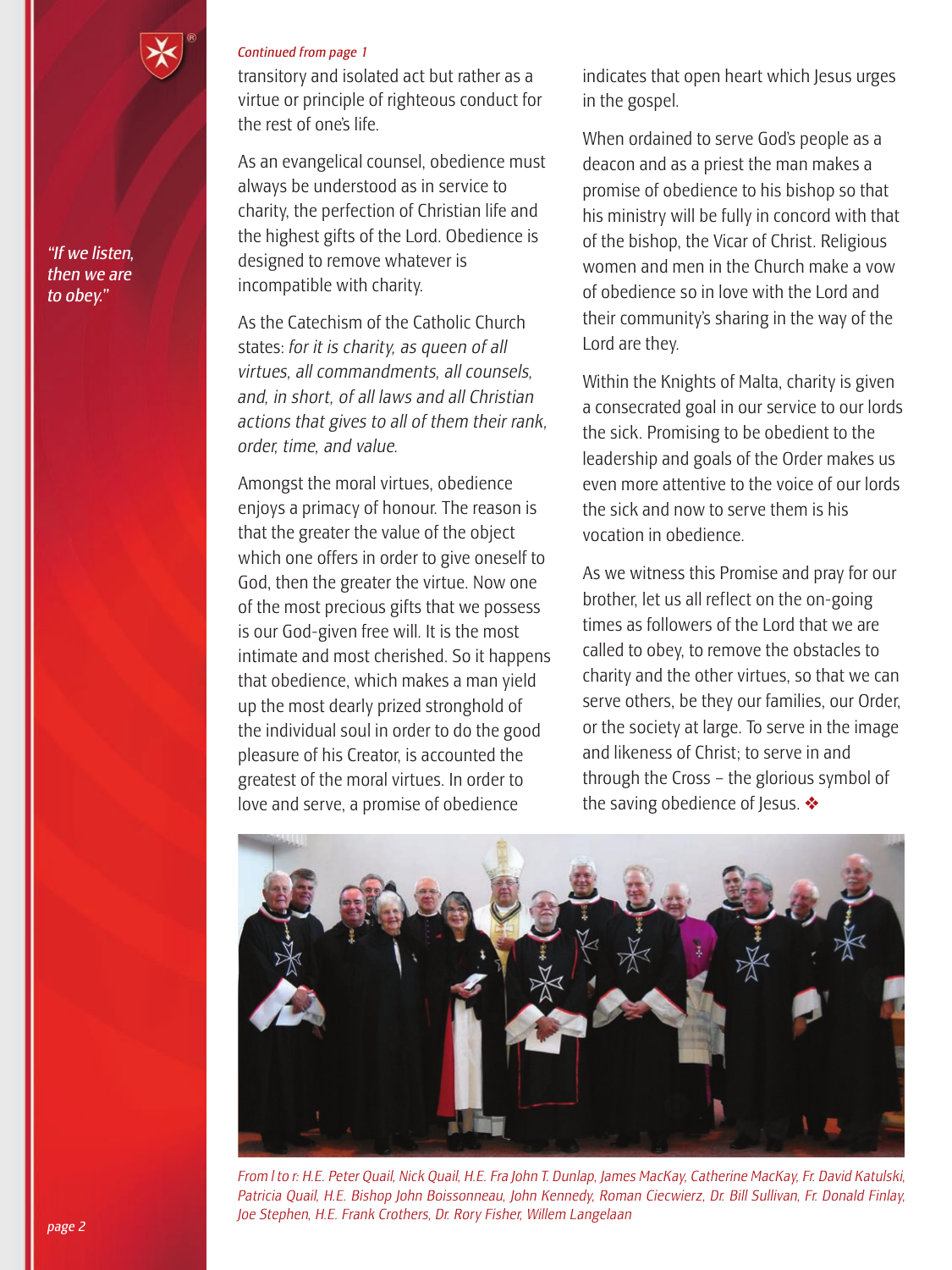*Continued from page 1*

transitory and isolated act but rather as a virtue or principle of righteous conduct for the rest of one's life.

*"If we listen, then we are to obey."*

As an evangelical counsel, obedience must always be understood as in service to charity, the perfection of Christian life and the highest gifts of the Lord. Obedience is designed to remove whatever is incompatible with charity.

As the Catechism of the Catholic Church states: *for it is charity, as queen of all virtues, all commandments, all counsels, and, in short, of all laws and all Christian actions that gives to all of them their rank, order, time, and value.*

Amongst the moral virtues, obedience enjoys a primacy of honour. The reason is that the greater the value of the object which one offers in order to give oneself to God, then the greater the virtue. Now one of the most precious gifts that we possess is our God-given free will. It is the most intimate and most cherished. So it happens that obedience, which makes a man yield up the most dearly prized stronghold of the individual soul in order to do the good pleasure of his Creator, is accounted the greatest of the moral virtues. In order to love and serve, a promise of obedience indicates that open heart which Jesus urges in the gospel.

When ordained to serve God's people as a deacon and as a priest the man makes a promise of obedience to his bishop so that his ministry will be fully in concord with that of the bishop, the Vicar of Christ. Religious women and men in the Church make a vow of obedience so in love with the Lord and their community's sharing in the way of the Lord are they.

Within the Knights of Malta, charity is given a consecrated goal in our service to our lords the sick. Promising to be obedient to the leadership and goals of the Order makes us even more attentive to the voice of our lords the sick and now to serve them is his vocation in obedience.

As we witness this Promise and pray for our brother, let us all reflect on the on-going times as followers of the Lord that we are called to obey, to remove the obstacles to charity and the other virtues, so that we can serve others, be they our families, our Order, or the society at large. To serve in the image and likeness of Christ; to serve in and through the Cross – the glorious symbol of the saving obedience of Jesus. ❖

*From l to r: H.E. Peter Quail, Nick Quail, H.E. Fra John T. Dunlap, James MacKay, Catherine MacKay, Fr. David Katulski, Patricia Quail, H.E. Bishop John Boissonneau, John Kennedy, Roman Ciecwierz, Dr. Bill Sullivan, Fr. Donald Finlay, Joe Stephen, H.E. Frank Crothers, Dr. Rory Fisher, Willem Langelaan*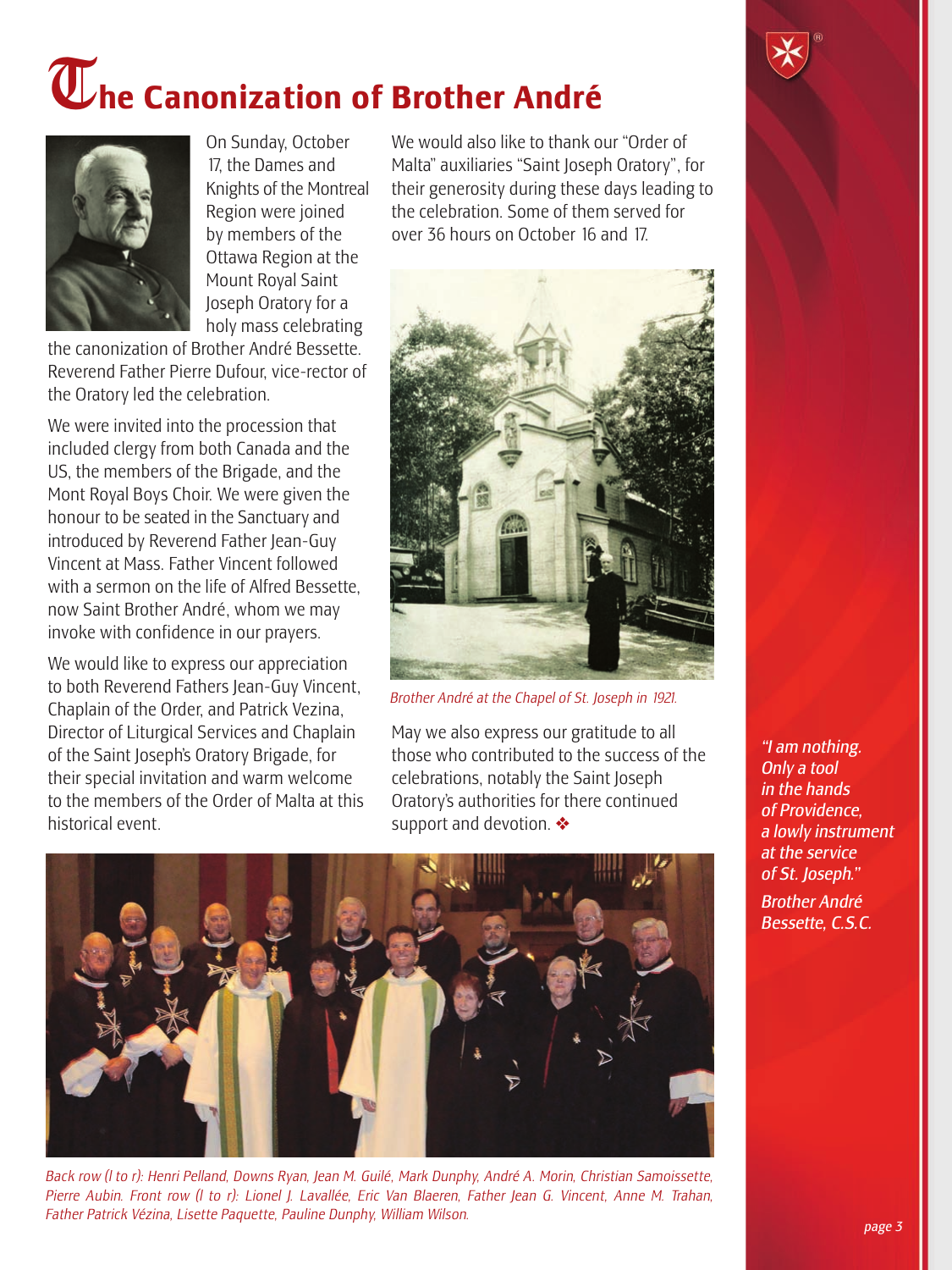# The Canonization of Brother André

On Sunday, October 17, the Dames and Knights of the Montreal Region were joined by members of the Ottawa Region at the Mount Royal Saint Joseph Oratory for a holy mass celebrating the canonization of Brother André Bessette. Reverend Father Pierre Dufour, vice-rector of the Oratory led the celebration.

We were invited into the procession that included clergy from both Canada and the US, the members of the Brigade, and the Mont Royal Boys Choir. We were given the honour to be seated in the Sanctuary and introduced by Reverend Father Jean-Guy Vincent at Mass. Father Vincent followed with a sermon on the life of Alfred Bessette, now Saint Brother André, whom we may invoke with confidence in our prayers.

We would like to express our appreciation to both Reverend Fathers Jean-Guy Vincent, Chaplain of the Order, and Patrick Vezina, Director of Liturgical Services and Chaplain of the Saint Joseph's Oratory Brigade, for their special invitation and warm welcome to the members of the Order of Malta at this historical event.

We would also like to thank our "Order of Malta" auxiliaries "Saint Joseph Oratory", for their generosity during these days leading to the celebration. Some of them served for over 36 hours on October 16 and 17.

*Brother André at the Chapel of St. Joseph in 1921.*

May we also express our gratitude to all those who contributed to the success of the celebrations, notably the Saint Joseph Oratory's authorities for there continued support and devotion. ❖

*"I am nothing. Only a tool in the hands of Providence, a lowly instrument at the service of St. Joseph."*

*Brother André Bessette, C.S.C.*

*Back row (l to r): Henri Pelland, Downs Ryan, Jean M. Guilé, Mark Dunphy, André A. Morin, Christian Samoissette, Pierre Aubin. Front row (l to r): Lionel J. Lavallée, Eric Van Blaeren, Father Jean G. Vincent, Anne M. Trahan, Father Patrick Vézina, Lisette Paquette, Pauline Dunphy, William Wilson.*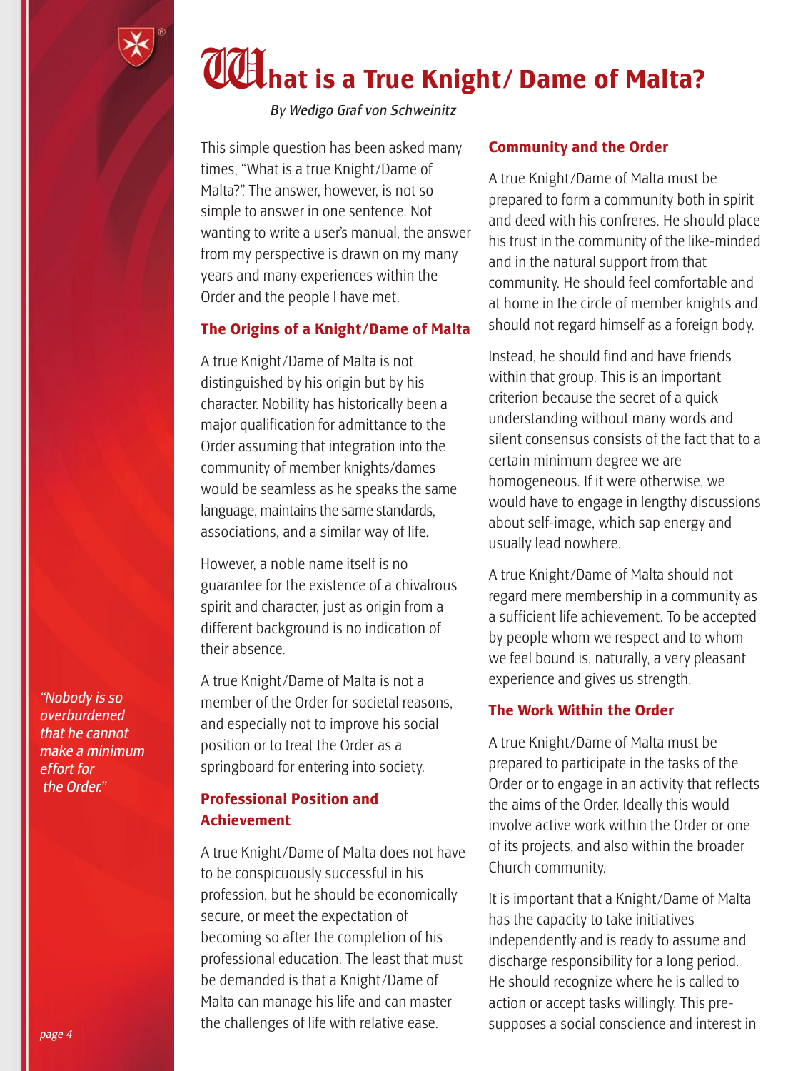# What is a True Knight/ Dame of Malta?

*By Wedigo Graf von Schweinitz*

This simple question has been asked many times, "What is a true Knight/Dame of Malta?". The answer, however, is not so simple to answer in one sentence. Not wanting to write a user's manual, the answer from my perspective is drawn on my many years and many experiences within the Order and the people I have met.

## The Origins of a Knight/Dame of Malta

A true Knight/Dame of Malta is not distinguished by his origin but by his character. Nobility has historically been a major qualification for admittance to the Order assuming that integration into the community of member knights/dames would be seamless as he speaks the same language, maintains the same standards, associations, and a similar way of life.

However, a noble name itself is no guarantee for the existence of a chivalrous spirit and character, just as origin from a different background is no indication of their absence.

A true Knight/Dame of Malta is not a member of the Order for societal reasons, and especially not to improve his social position or to treat the Order as a springboard for entering into society.

*"Nobody is so overburdened that he cannot make a minimum effort for the Order."*

## Professional Position and Achievement

A true Knight/Dame of Malta does not have to be conspicuously successful in his profession, but he should be economically secure, or meet the expectation of becoming so after the completion of his professional education. The least that must be demanded is that a Knight/Dame of Malta can manage his life and can master the challenges of life with relative ease.

## Community and the Order

A true Knight/Dame of Malta must be prepared to form a community both in spirit and deed with his confreres. He should place his trust in the community of the like-minded and in the natural support from that community. He should feel comfortable and at home in the circle of member knights and should not regard himself as a foreign body.

Instead, he should find and have friends within that group. This is an important criterion because the secret of a quick understanding without many words and silent consensus consists of the fact that to a certain minimum degree we are homogeneous. If it were otherwise, we would have to engage in lengthy discussions about self-image, which sap energy and usually lead nowhere.

A true Knight/Dame of Malta should not regard mere membership in a community as a sufficient life achievement. To be accepted by people whom we respect and to whom we feel bound is, naturally, a very pleasant experience and gives us strength.

## The Work Within the Order

A true Knight/Dame of Malta must be prepared to participate in the tasks of the Order or to engage in an activity that reflects the aims of the Order. Ideally this would involve active work within the Order or one of its projects, and also within the broader Church community.

It is important that a Knight/Dame of Malta has the capacity to take initiatives independently and is ready to assume and discharge responsibility for a long period. He should recognize where he is called to action or accept tasks willingly. This pre-supposes a social conscience and interest in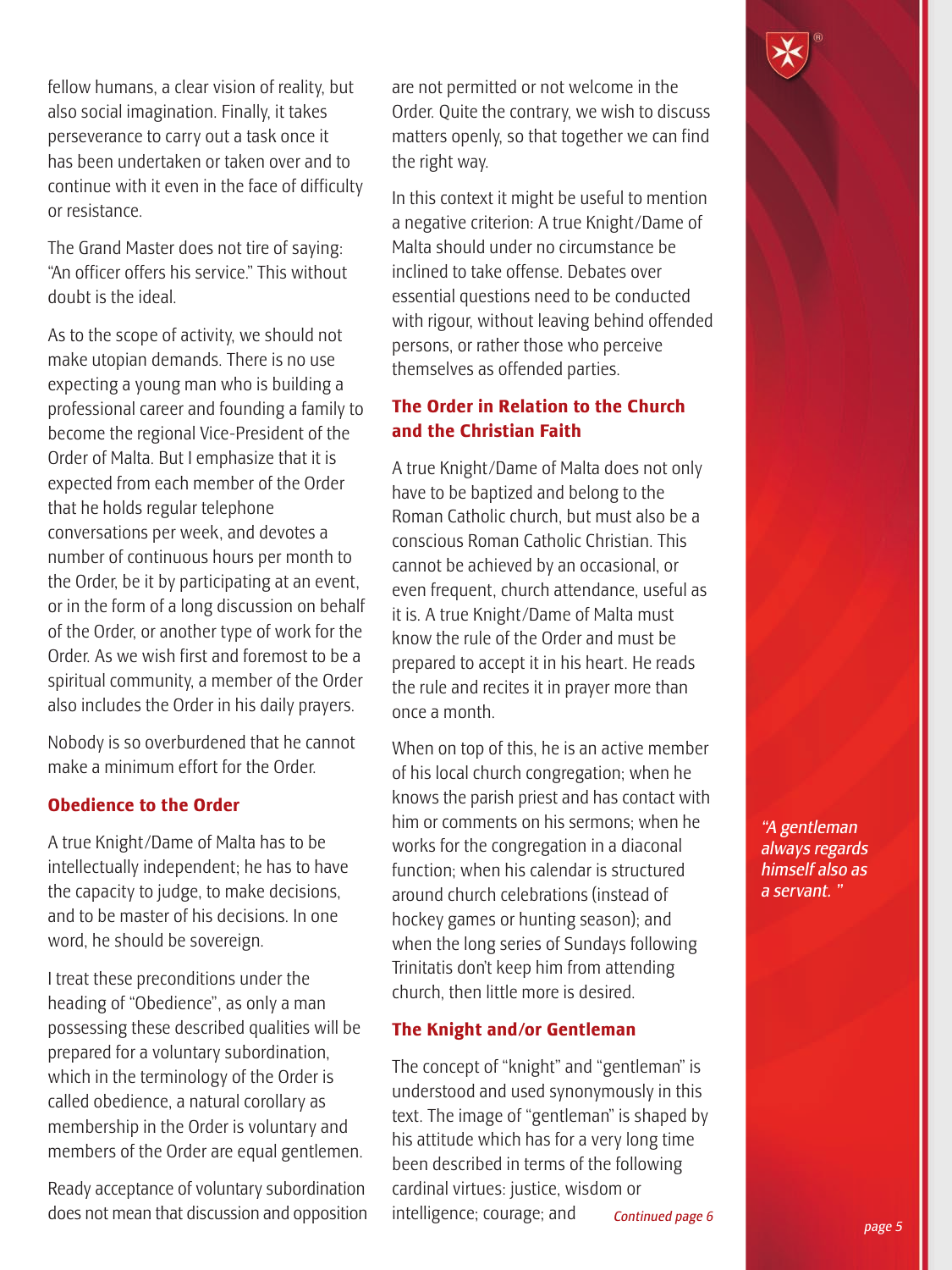fellow humans, a clear vision of reality, but also social imagination. Finally, it takes perseverance to carry out a task once it has been undertaken or taken over and to continue with it even in the face of difficulty or resistance.

The Grand Master does not tire of saying: "An officer offers his service." This without doubt is the ideal.

As to the scope of activity, we should not make utopian demands. There is no use expecting a young man who is building a professional career and founding a family to become the regional Vice-President of the Order of Malta. But I emphasize that it is expected from each member of the Order that he holds regular telephone conversations per week, and devotes a number of continuous hours per month to the Order, be it by participating at an event, or in the form of a long discussion on behalf of the Order, or another type of work for the Order. As we wish first and foremost to be a spiritual community, a member of the Order also includes the Order in his daily prayers.

Nobody is so overburdened that he cannot make a minimum effort for the Order.

## Obedience to the Order

A true Knight/Dame of Malta has to be intellectually independent; he has to have the capacity to judge, to make decisions, and to be master of his decisions. In one word, he should be sovereign.

I treat these preconditions under the heading of "Obedience", as only a man possessing these described qualities will be prepared for a voluntary subordination, which in the terminology of the Order is called obedience, a natural corollary as membership in the Order is voluntary and members of the Order are equal gentlemen.

Ready acceptance of voluntary subordination does not mean that discussion and opposition are not permitted or not welcome in the Order. Quite the contrary, we wish to discuss matters openly, so that together we can find the right way.

In this context it might be useful to mention a negative criterion: A true Knight/Dame of Malta should under no circumstance be inclined to take offense. Debates over essential questions need to be conducted with rigour, without leaving behind offended persons, or rather those who perceive themselves as offended parties.

## The Order in Relation to the Church and the Christian Faith

A true Knight/Dame of Malta does not only have to be baptized and belong to the Roman Catholic church, but must also be a conscious Roman Catholic Christian. This cannot be achieved by an occasional, or even frequent, church attendance, useful as it is. A true Knight/Dame of Malta must know the rule of the Order and must be prepared to accept it in his heart. He reads the rule and recites it in prayer more than once a month.

When on top of this, he is an active member of his local church congregation; when he knows the parish priest and has contact with him or comments on his sermons; when he works for the congregation in a diaconal function; when his calendar is structured around church celebrations (instead of hockey games or hunting season); and when the long series of Sundays following Trinitatis don't keep him from attending church, then little more is desired.

## The Knight and/or Gentleman

The concept of "knight" and "gentleman" is understood and used synonymously in this text. The image of "gentleman" is shaped by his attitude which has for a very long time been described in terms of the following cardinal virtues: justice, wisdom or intelligence; courage; and

*Continued page 6*

*"A gentleman always regards himself also as a servant."*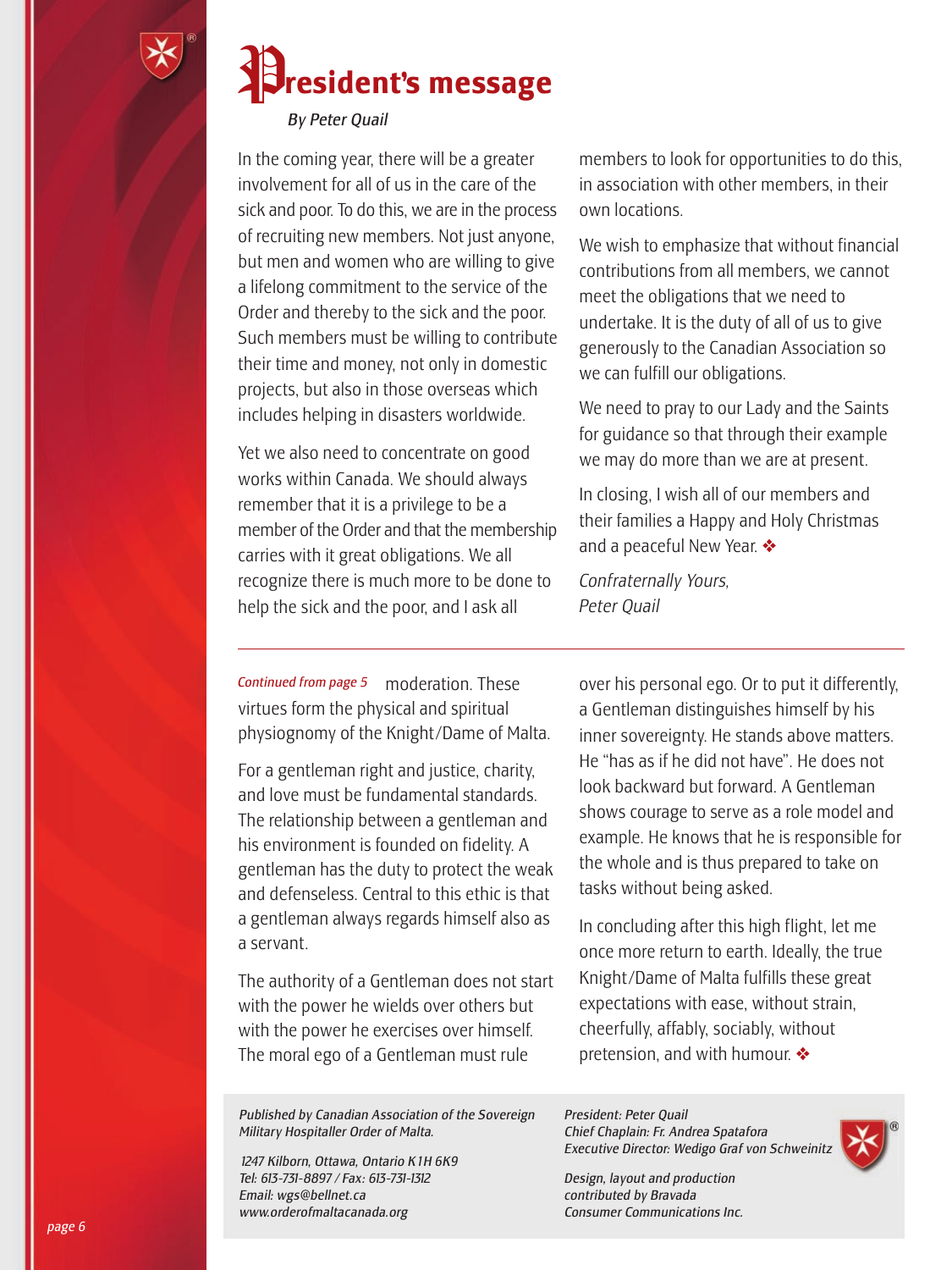# President's message

*By Peter Quail*

In the coming year, there will be a greater involvement for all of us in the care of the sick and poor. To do this, we are in the process of recruiting new members. Not just anyone, but men and women who are willing to give a lifelong commitment to the service of the Order and thereby to the sick and the poor. Such members must be willing to contribute their time and money, not only in domestic projects, but also in those overseas which includes helping in disasters worldwide.

Yet we also need to concentrate on good works within Canada. We should always remember that it is a privilege to be a member of the Order and that the membership carries with it great obligations. We all recognize there is much more to be done to help the sick and the poor, and I ask all members to look for opportunities to do this, in association with other members, in their own locations.

We wish to emphasize that without financial contributions from all members, we cannot meet the obligations that we need to undertake. It is the duty of all of us to give generously to the Canadian Association so we can fulfill our obligations.

We need to pray to our Lady and the Saints for guidance so that through their example we may do more than we are at present.

In closing, I wish all of our members and their families a Happy and Holy Christmas and a peaceful New Year. ❖

*Confraternally Yours,*
*Peter Quail*

---

*Continued from page 5* moderation. These virtues form the physical and spiritual physiognomy of the Knight/Dame of Malta.

For a gentleman right and justice, charity, and love must be fundamental standards. The relationship between a gentleman and his environment is founded on fidelity. A gentleman has the duty to protect the weak and defenseless. Central to this ethic is that a gentleman always regards himself also as a servant.

The authority of a Gentleman does not start with the power he wields over others but with the power he exercises over himself. The moral ego of a Gentleman must rule over his personal ego. Or to put it differently, a Gentleman distinguishes himself by his inner sovereignty. He stands above matters. He "has as if he did not have". He does not look backward but forward. A Gentleman shows courage to serve as a role model and example. He knows that he is responsible for the whole and is thus prepared to take on tasks without being asked.

In concluding after this high flight, let me once more return to earth. Ideally, the true Knight/Dame of Malta fulfills these great expectations with ease, without strain, cheerfully, affably, sociably, without pretension, and with humour. ❖

---

*Published by Canadian Association of the Sovereign Military Hospitaller Order of Malta.*

*1247 Kilborn, Ottawa, Ontario K1H 6K9*
*Tel: 613-731-8897 / Fax: 613-731-1312*
*Email: wgs@bellnet.ca*
*www.orderofmaltacanada.org*

*President: Peter Quail*
*Chief Chaplain: Fr. Andrea Spatafora*
*Executive Director: Wedigo Graf von Schweinitz*

*Design, layout and production contributed by Bravada Consumer Communications Inc.*